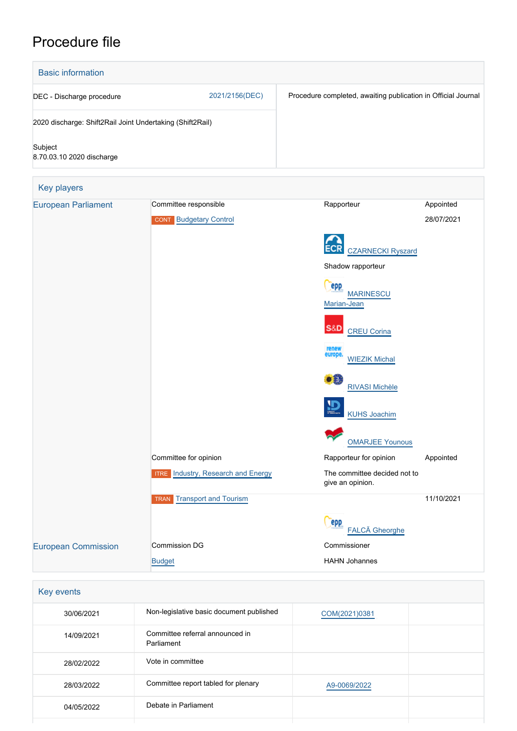# Procedure file

## Basic information

| | |
|---|---|
| DEC - Discharge procedure 2021/2156(DEC) | Procedure completed, awaiting publication in Official Journal |
| 2020 discharge: Shift2Rail Joint Undertaking (Shift2Rail) | |
| Subject<br>8.70.03.10 2020 discharge | |

## Key players

| | | | |
|---|---|---|---|
| European Parliament | Committee responsible | Rapporteur | Appointed |
| | CONT Budgetary Control | | 28/07/2021 |
| | | ECR CZARNECKI Ryszard | |
| | | Shadow rapporteur | |
| | | EPP MARINESCU Marian-Jean | |
| | | S&D CREU Corina | |
| | | Renew Europe WIEZIK Michal | |
| | | Greens/EFA RIVASI Michèle | |
| | | ID KUHS Joachim | |
| | | The Left OMARJEE Younous | |
| | Committee for opinion | Rapporteur for opinion | Appointed |
| | ITRE Industry, Research and Energy | The committee decided not to give an opinion. | |
| | TRAN Transport and Tourism | | 11/10/2021 |
| | | EPP FALCĂ Gheorghe | |
| European Commission | Commission DG | Commissioner | |
| | Budget | HAHN Johannes | |

## Key events

| | | | |
|---|---|---|---|
| 30/06/2021 | Non-legislative basic document published | COM(2021)0381 | |
| 14/09/2021 | Committee referral announced in Parliament | | |
| 28/02/2022 | Vote in committee | | |
| 28/03/2022 | Committee report tabled for plenary | A9-0069/2022 | |
| 04/05/2022 | Debate in Parliament | | |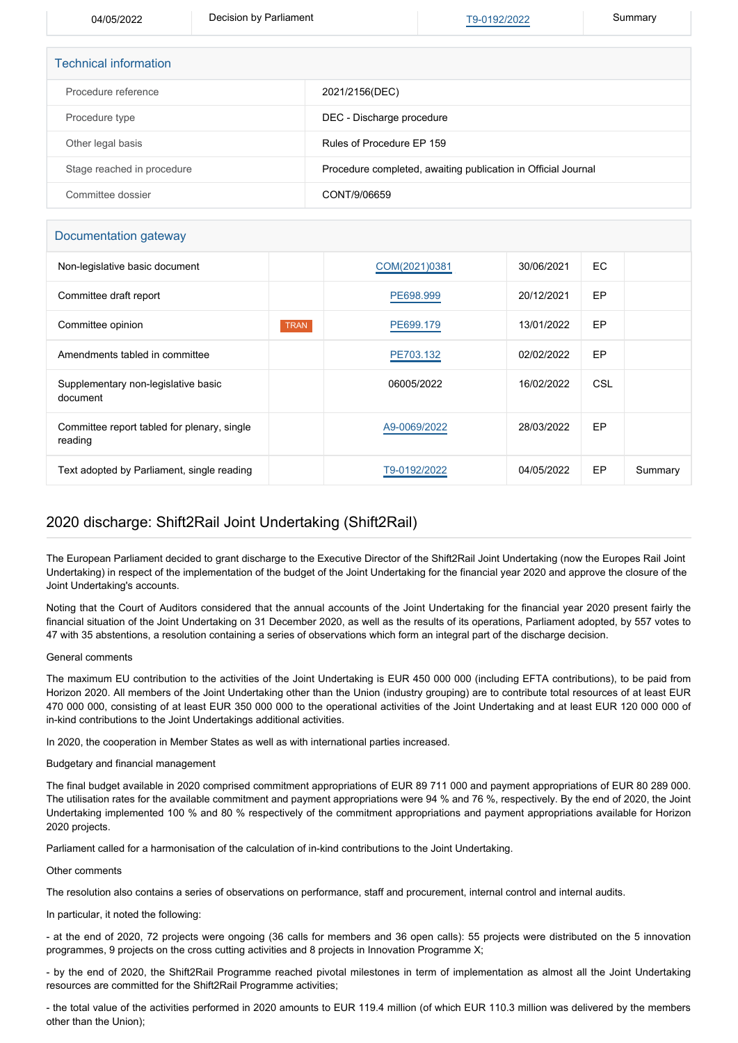| 04/05/2022 | Decision by Parliament | T9-0192/2022 | Summary |
|---|---|---|---|

## Technical information

| | |
|---|---|
| Procedure reference | 2021/2156(DEC) |
| Procedure type | DEC - Discharge procedure |
| Other legal basis | Rules of Procedure EP 159 |
| Stage reached in procedure | Procedure completed, awaiting publication in Official Journal |
| Committee dossier | CONT/9/06659 |

## Documentation gateway

| | | | | | |
|---|---|---|---|---|---|
| Non-legislative basic document | | COM(2021)0381 | 30/06/2021 | EC | |
| Committee draft report | | PE698.999 | 20/12/2021 | EP | |
| Committee opinion | TRAN | PE699.179 | 13/01/2022 | EP | |
| Amendments tabled in committee | | PE703.132 | 02/02/2022 | EP | |
| Supplementary non-legislative basic document | | 06005/2022 | 16/02/2022 | CSL | |
| Committee report tabled for plenary, single reading | | A9-0069/2022 | 28/03/2022 | EP | |
| Text adopted by Parliament, single reading | | T9-0192/2022 | 04/05/2022 | EP | Summary |

## 2020 discharge: Shift2Rail Joint Undertaking (Shift2Rail)

The European Parliament decided to grant discharge to the Executive Director of the Shift2Rail Joint Undertaking (now the Europes Rail Joint Undertaking) in respect of the implementation of the budget of the Joint Undertaking for the financial year 2020 and approve the closure of the Joint Undertaking's accounts.

Noting that the Court of Auditors considered that the annual accounts of the Joint Undertaking for the financial year 2020 present fairly the financial situation of the Joint Undertaking on 31 December 2020, as well as the results of its operations, Parliament adopted, by 557 votes to 47 with 35 abstentions, a resolution containing a series of observations which form an integral part of the discharge decision.

General comments

The maximum EU contribution to the activities of the Joint Undertaking is EUR 450 000 000 (including EFTA contributions), to be paid from Horizon 2020. All members of the Joint Undertaking other than the Union (industry grouping) are to contribute total resources of at least EUR 470 000 000, consisting of at least EUR 350 000 000 to the operational activities of the Joint Undertaking and at least EUR 120 000 000 of in-kind contributions to the Joint Undertakings additional activities.

In 2020, the cooperation in Member States as well as with international parties increased.

Budgetary and financial management

The final budget available in 2020 comprised commitment appropriations of EUR 89 711 000 and payment appropriations of EUR 80 289 000. The utilisation rates for the available commitment and payment appropriations were 94 % and 76 %, respectively. By the end of 2020, the Joint Undertaking implemented 100 % and 80 % respectively of the commitment appropriations and payment appropriations available for Horizon 2020 projects.

Parliament called for a harmonisation of the calculation of in-kind contributions to the Joint Undertaking.

Other comments

The resolution also contains a series of observations on performance, staff and procurement, internal control and internal audits.

In particular, it noted the following:

- at the end of 2020, 72 projects were ongoing (36 calls for members and 36 open calls): 55 projects were distributed on the 5 innovation programmes, 9 projects on the cross cutting activities and 8 projects in Innovation Programme X;

- by the end of 2020, the Shift2Rail Programme reached pivotal milestones in term of implementation as almost all the Joint Undertaking resources are committed for the Shift2Rail Programme activities;

- the total value of the activities performed in 2020 amounts to EUR 119.4 million (of which EUR 110.3 million was delivered by the members other than the Union);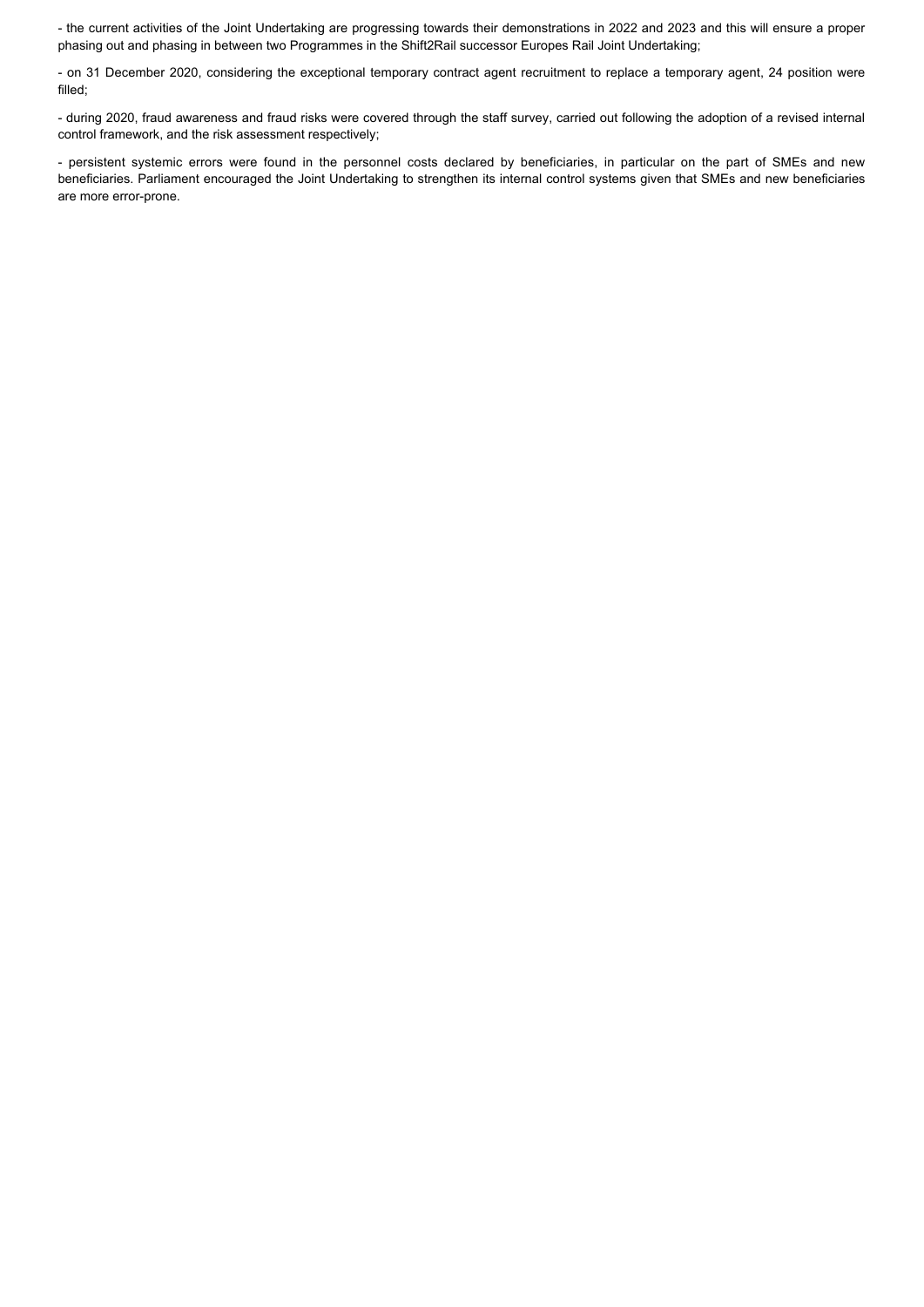- the current activities of the Joint Undertaking are progressing towards their demonstrations in 2022 and 2023 and this will ensure a proper phasing out and phasing in between two Programmes in the Shift2Rail successor Europes Rail Joint Undertaking;

- on 31 December 2020, considering the exceptional temporary contract agent recruitment to replace a temporary agent, 24 position were filled;

- during 2020, fraud awareness and fraud risks were covered through the staff survey, carried out following the adoption of a revised internal control framework, and the risk assessment respectively;

- persistent systemic errors were found in the personnel costs declared by beneficiaries, in particular on the part of SMEs and new beneficiaries. Parliament encouraged the Joint Undertaking to strengthen its internal control systems given that SMEs and new beneficiaries are more error-prone.